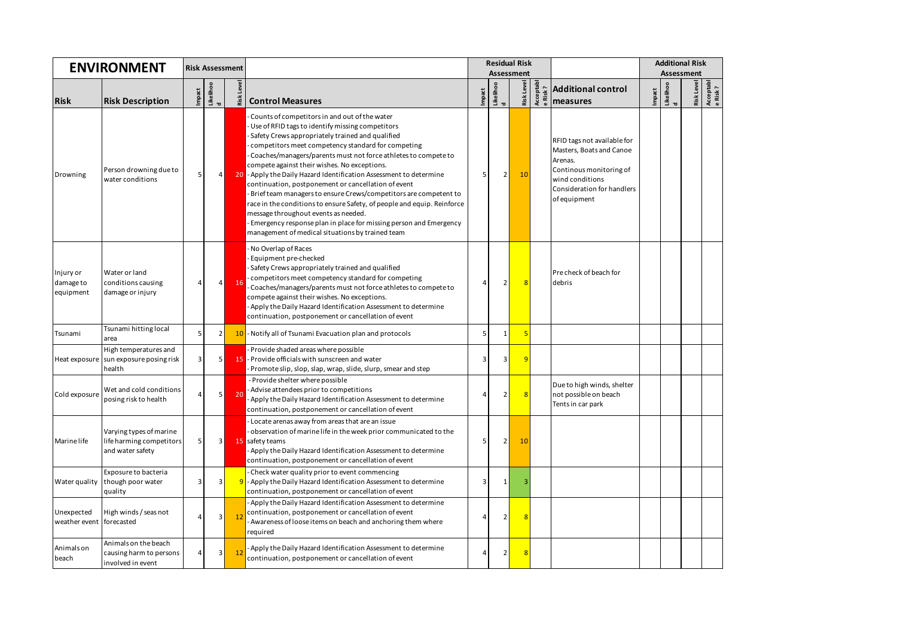| ENVIRONMENT | | Risk Assessment | | | | Residual Risk Assessment | | | | | Additional Risk Assessment | | | |
|---|---|---|---|---|---|---|---|---|---|---|---|---|---|---|
| **Risk** | **Risk Description** | Impact | Likelihood | Risk Level | **Control Measures** | Impact | Likelihood | Risk Level | Acceptable Risk ? | **Additional control measures** | Impact | Likelihood | Risk Level | Acceptable Risk ? |
| Drowning | Person drowning due to water conditions | 5 | 4 | 20 | - Counts of competitors in and out of the water<br>- Use of RFID tags to identify missing competitors<br>- Safety Crews appropriately trained and qualified<br>- competitors meet competency standard for competing<br>- Coaches/managers/parents must not force athletes to compete to compete against their wishes. No exceptions.<br>- Apply the Daily Hazard Identification Assessment to determine continuation, postponement or cancellation of event<br>- Brief team managers to ensure Crews/competitors are competent to race in the conditions to ensure Safety, of people and equip. Reinforce message throughout events as needed.<br>- Emergency response plan in place for missing person and Emergency management of medical situations by trained team | 5 | 2 | 10 | | RFID tags not available for Masters, Boats and Canoe Arenas.<br>Continous monitoring of wind conditions<br>Consideration for handlers of equipment | | | | |
| Injury or damage to equipment | Water or land conditions causing damage or injury | 4 | 4 | 16 | - No Overlap of Races<br>- Equipment pre-checked<br>- Safety Crews appropriately trained and qualified<br>- competitors meet competency standard for competing<br>- Coaches/managers/parents must not force athletes to compete to compete against their wishes. No exceptions.<br>- Apply the Daily Hazard Identification Assessment to determine continuation, postponement or cancellation of event | 4 | 2 | 8 | | Pre check of beach for debris | | | | |
| Tsunami | Tsunami hitting local area | 5 | 2 | 10 | - Notify all of Tsunami Evacuation plan and protocols | 5 | 1 | 5 | | | | | | |
| Heat exposure | High temperatures and sun exposure posing risk health | 3 | 5 | 15 | - Provide shaded areas where possible<br>- Provide officials with sunscreen and water<br>- Promote slip, slop, slap, wrap, slide, slurp, smear and step | 3 | 3 | 9 | | | | | | |
| Cold exposure | Wet and cold conditions posing risk to health | 4 | 5 | 20 | - Provide shelter where possible<br>- Advise attendees prior to competitions<br>- Apply the Daily Hazard Identification Assessment to determine continuation, postponement or cancellation of event | 4 | 2 | 8 | | Due to high winds, shelter not possible on beach<br>Tents in car park | | | | |
| Marine life | Varying types of marine life harming competitors and water safety | 5 | 3 | 15 | - Locate arenas away from areas that are an issue<br>- observation of marine life in the week prior communicated to the safety teams<br>- Apply the Daily Hazard Identification Assessment to determine continuation, postponement or cancellation of event | 5 | 2 | 10 | | | | | | |
| Water quality | Exposure to bacteria though poor water quality | 3 | 3 | 9 | - Check water quality prior to event commencing<br>- Apply the Daily Hazard Identification Assessment to determine continuation, postponement or cancellation of event | 3 | 1 | 3 | | | | | | |
| Unexpected weather event | High winds / seas not forecasted | 4 | 3 | 12 | - Apply the Daily Hazard Identification Assessment to determine continuation, postponement or cancellation of event<br>- Awareness of loose items on beach and anchoring them where required | 4 | 2 | 8 | | | | | | |
| Animals on beach | Animals on the beach causing harm to persons involved in event | 4 | 3 | 12 | - Apply the Daily Hazard Identification Assessment to determine continuation, postponement or cancellation of event | 4 | 2 | 8 | | | | | | |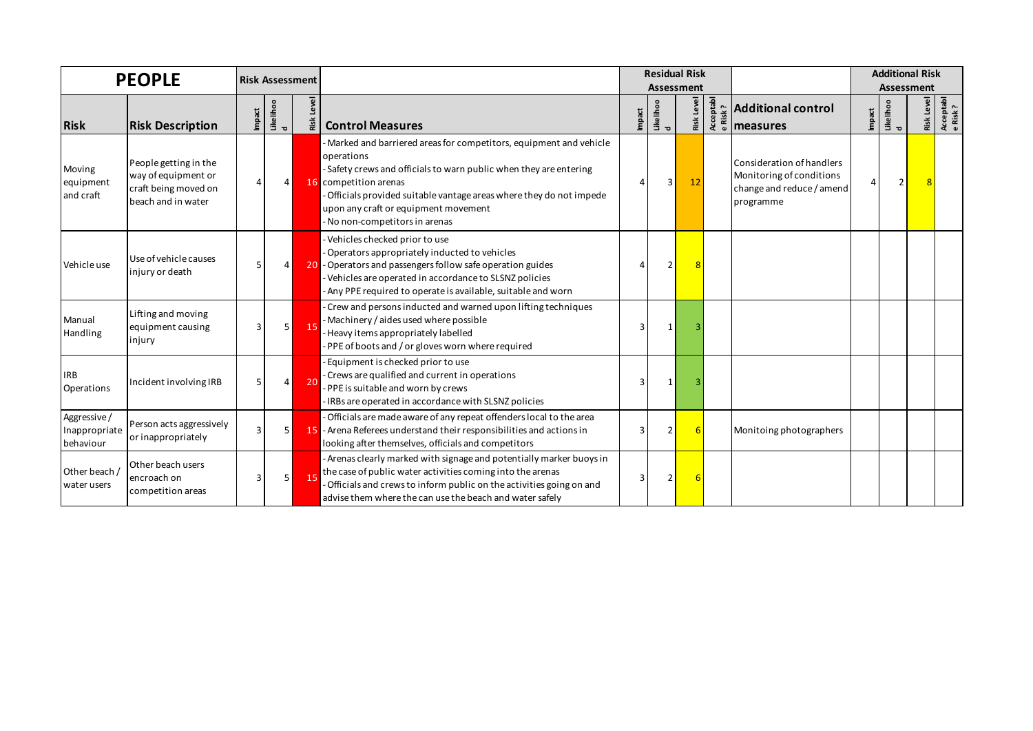| PEOPLE | | Risk Assessment | | | | Residual Risk Assessment | | | | | Additional Risk Assessment | | | |
|---|---|---|---|---|---|---|---|---|---|---|---|---|---|---|
| Risk | Risk Description | Impact | Likelihood | Risk Level | Control Measures | Impact | Likelihood | Risk Level | Acceptable Risk? | Additional control measures | Impact | Likelihood | Risk Level | Acceptable Risk? |
| Moving equipment and craft | People getting in the way of equipment or craft being moved on beach and in water | 4 | 4 | 16 | - Marked and barriered areas for competitors, equipment and vehicle operations<br>- Safety crews and officials to warn public when they are entering competition arenas<br>- Officials provided suitable vantage areas where they do not impede upon any craft or equipment movement<br>- No non-competitors in arenas | 4 | 3 | 12 | | Consideration of handlers Monitoring of conditions change and reduce / amend programme | 4 | 2 | 8 | |
| Vehicle use | Use of vehicle causes injury or death | 5 | 4 | 20 | - Vehicles checked prior to use<br>- Operators appropriately inducted to vehicles<br>- Operators and passengers follow safe operation guides<br>- Vehicles are operated in accordance to SLSNZ policies<br>- Any PPE required to operate is available, suitable and worn | 4 | 2 | 8 | | | | | | |
| Manual Handling | Lifting and moving equipment causing injury | 3 | 5 | 15 | - Crew and persons inducted and warned upon lifting techniques<br>- Machinery / aides used where possible<br>- Heavy items appropriately labelled<br>- PPE of boots and / or gloves worn where required | 3 | 1 | 3 | | | | | | |
| IRB Operations | Incident involving IRB | 5 | 4 | 20 | - Equipment is checked prior to use<br>- Crews are qualified and current in operations<br>- PPE is suitable and worn by crews<br>- IRBs are operated in accordance with SLSNZ policies | 3 | 1 | 3 | | | | | | |
| Aggressive / Inappropriate behaviour | Person acts aggressively or inappropriately | 3 | 5 | 15 | - Officials are made aware of any repeat offenders local to the area<br>- Arena Referees understand their responsibilities and actions in looking after themselves, officials and competitors | 3 | 2 | 6 | | Monitoing photographers | | | | |
| Other beach / water users | Other beach users encroach on competition areas | 3 | 5 | 15 | - Arenas clearly marked with signage and potentially marker buoys in the case of public water activities coming into the arenas<br>- Officials and crews to inform public on the activities going on and advise them where the can use the beach and water safely | 3 | 2 | 6 | | | | | | |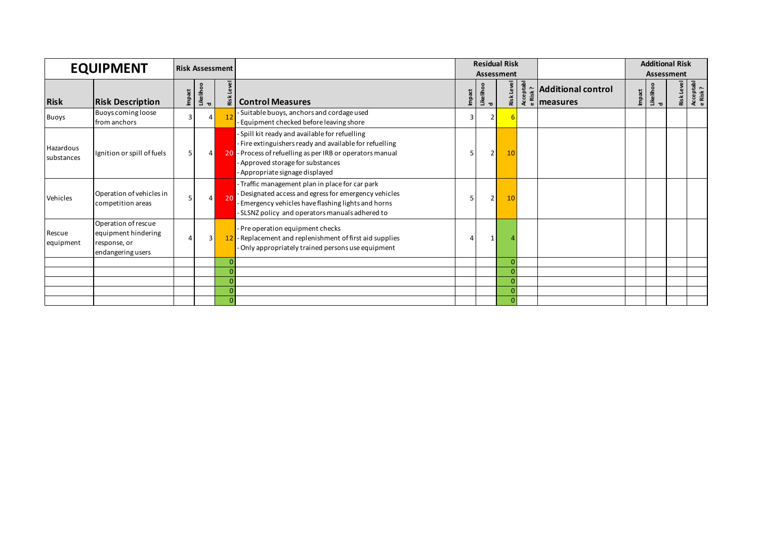| EQUIPMENT | | Risk Assessment | | | | Residual Risk Assessment | | | | | Additional Risk Assessment | | | |
|---|---|---|---|---|---|---|---|---|---|---|---|---|---|---|
| **Risk** | **Risk Description** | Impact | Likelihood | Risk Level | **Control Measures** | Impact | Likelihood | Risk Level | Acceptable Risk ? | **Additional control measures** | Impact | Likelihood | Risk Level | Acceptable Risk ? |
| Buoys | Buoys coming loose from anchors | 3 | 4 | 12 | - Suitable buoys, anchors and cordage used<br>- Equipment checked before leaving shore | 3 | 2 | 6 | | | | | | |
| Hazardous substances | Ignition or spill of fuels | 5 | 4 | 20 | - Spill kit ready and available for refuelling<br>- Fire extinguishers ready and available for refuelling<br>- Process of refuelling as per IRB or operators manual<br>- Approved storage for substances<br>- Appropriate signage displayed | 5 | 2 | 10 | | | | | | |
| Vehicles | Operation of vehicles in competition areas | 5 | 4 | 20 | - Traffic management plan in place for car park<br>- Designated access and egress for emergency vehicles<br>- Emergency vehicles have flashing lights and horns<br>- SLSNZ policy and operators manuals adhered to | 5 | 2 | 10 | | | | | | |
| Rescue equipment | Operation of rescue equipment hindering response, or endangering users | 4 | 3 | 12 | - Pre operation equipment checks<br>- Replacement and replenishment of first aid supplies<br>- Only appropriately trained persons use equipment | 4 | 1 | 4 | | | | | | |
| | | | | 0 | | | | 0 | | | | | | |
| | | | | 0 | | | | 0 | | | | | | |
| | | | | 0 | | | | 0 | | | | | | |
| | | | | 0 | | | | 0 | | | | | | |
| | | | | 0 | | | | 0 | | | | | | |